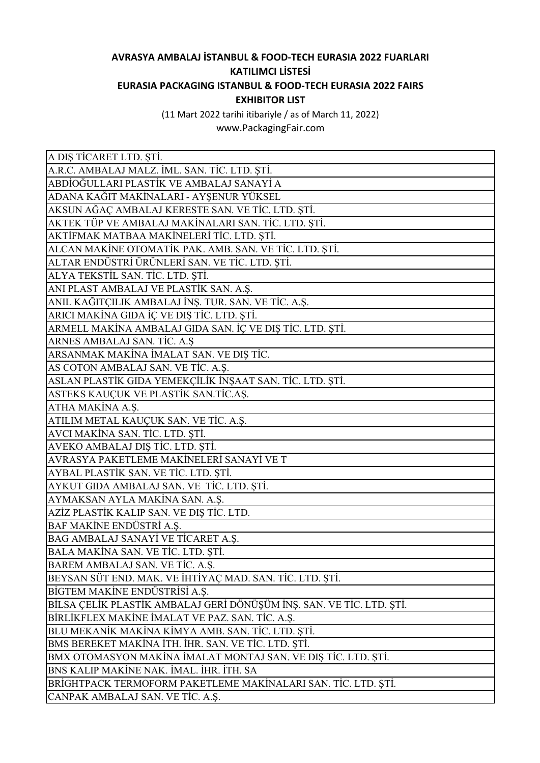# AVRASYA AMBALAJ İSTANBUL & FOOD-TECH EURASIA 2022 FUARLARI

## KATILIMCI LİSTESİ

# EURASIA PACKAGING ISTANBUL & FOOD-TECH EURASIA 2022 FAIRS

## EXHIBITOR LIST

(11 Mart 2022 tarihi itibariyle / as of March 11, 2022)

www.PackagingFair.com

| |
|---|
| A DIŞ TİCARET LTD. ŞTİ. |
| A.R.C. AMBALAJ MALZ. İML. SAN. TİC. LTD. ŞTİ. |
| ABDİOĞULLARI PLASTİK VE AMBALAJ SANAYİ A |
| ADANA KAĞIT MAKİNALARI - AYŞENUR YÜKSEL |
| AKSUN AĞAÇ AMBALAJ KERESTE SAN. VE TİC. LTD. ŞTİ. |
| AKTEK TÜP VE AMBALAJ MAKİNALARI SAN. TİC. LTD. ŞTİ. |
| AKTİFMAK MATBAA MAKİNELERİ TİC. LTD. ŞTİ. |
| ALCAN MAKİNE OTOMATİK PAK. AMB. SAN. VE TİC. LTD. ŞTİ. |
| ALTAR ENDÜSTRİ ÜRÜNLERİ SAN. VE TİC. LTD. ŞTİ. |
| ALYA TEKSTİL SAN. TİC. LTD. ŞTİ. |
| ANI PLAST AMBALAJ VE PLASTİK SAN. A.Ş. |
| ANIL KAĞITÇILIK AMBALAJ İNŞ. TUR. SAN. VE TİC. A.Ş. |
| ARICI MAKİNA GIDA İÇ VE DIŞ TİC. LTD. ŞTİ. |
| ARMELL MAKİNA AMBALAJ GIDA SAN. İÇ VE DIŞ TİC. LTD. ŞTİ. |
| ARNES AMBALAJ SAN. TİC. A.Ş |
| ARSANMAK MAKİNA İMALAT SAN. VE DIŞ TİC. |
| AS COTON AMBALAJ SAN. VE TİC. A.Ş. |
| ASLAN PLASTİK GIDA YEMEKÇİLİK İNŞAAT SAN. TİC. LTD. ŞTİ. |
| ASTEKS KAUÇUK VE PLASTİK SAN.TİC.AŞ. |
| ATHA MAKİNA A.Ş. |
| ATILIM METAL KAUÇUK SAN. VE TİC. A.Ş. |
| AVCI MAKİNA SAN. TİC. LTD. ŞTİ. |
| AVEKO AMBALAJ DIŞ TİC. LTD. ŞTİ. |
| AVRASYA PAKETLEME MAKİNELERİ SANAYİ VE T |
| AYBAL PLASTİK SAN. VE TİC. LTD. ŞTİ. |
| AYKUT GIDA AMBALAJ SAN. VE  TİC. LTD. ŞTİ. |
| AYMAKSAN AYLA MAKİNA SAN. A.Ş. |
| AZİZ PLASTİK KALIP SAN. VE DIŞ TİC. LTD. |
| BAF MAKİNE ENDÜSTRİ A.Ş. |
| BAG AMBALAJ SANAYİ VE TİCARET A.Ş. |
| BALA MAKİNA SAN. VE TİC. LTD. ŞTİ. |
| BAREM AMBALAJ SAN. VE TİC. A.Ş. |
| BEYSAN SÜT END. MAK. VE İHTİYAÇ MAD. SAN. TİC. LTD. ŞTİ. |
| BİGTEM MAKİNE ENDÜSTRİSİ A.Ş. |
| BİLSA ÇELİK PLASTİK AMBALAJ GERİ DÖNÜŞÜM İNŞ. SAN. VE TİC. LTD. ŞTİ. |
| BİRLİKFLEX MAKİNE İMALAT VE PAZ. SAN. TİC. A.Ş. |
| BLU MEKANİK MAKİNA KİMYA AMB. SAN. TİC. LTD. ŞTİ. |
| BMS BEREKET MAKİNA İTH. İHR. SAN. VE TİC. LTD. ŞTİ. |
| BMX OTOMASYON MAKİNA İMALAT MONTAJ SAN. VE DIŞ TİC. LTD. ŞTİ. |
| BNS KALIP MAKİNE NAK. İMAL. İHR. İTH. SA |
| BRİGHTPACK TERMOFORM PAKETLEME MAKİNALARI SAN. TİC. LTD. ŞTİ. |
| CANPAK AMBALAJ SAN. VE TİC. A.Ş. |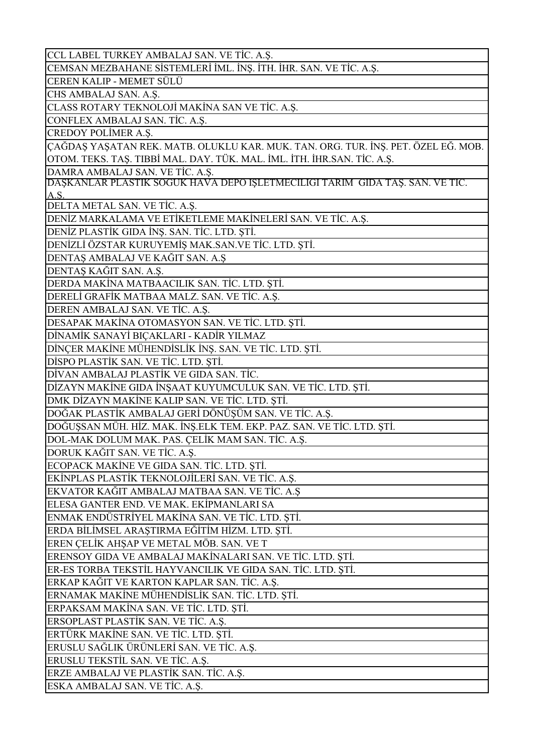| |
|---|
| CCL LABEL TURKEY AMBALAJ SAN. VE TİC. A.Ş. |
| CEMSAN MEZBAHANE SİSTEMLERİ İML. İNŞ. İTH. İHR. SAN. VE TİC. A.Ş. |
| CEREN KALIP - MEMET SÜLÜ |
| CHS AMBALAJ SAN. A.Ş. |
| CLASS ROTARY TEKNOLOJİ MAKİNA SAN VE TİC. A.Ş. |
| CONFLEX AMBALAJ SAN. TİC. A.Ş. |
| CREDOY POLİMER A.Ş. |
| ÇAĞDAŞ YAŞATAN REK. MATB. OLUKLU KAR. MUK. TAN. ORG. TUR. İNŞ. PET. ÖZEL EĞ. MOB. OTOM. TEKS. TAŞ. TIBBİ MAL. DAY. TÜK. MAL. İML. İTH. İHR.SAN. TİC. A.Ş. |
| DAMRA AMBALAJ SAN. VE TİC. A.Ş. |
| DAŞKANLAR PLASTİK SOĞUK HAVA DEPO İŞLETMECİLİĞİ TARIM GIDA TAŞ. SAN. VE TİC. A.Ş. |
| DELTA METAL SAN. VE TİC. A.Ş. |
| DENİZ MARKALAMA VE ETİKETLEME MAKİNELERİ SAN. VE TİC. A.Ş. |
| DENİZ PLASTİK GIDA İNŞ. SAN. TİC. LTD. ŞTİ. |
| DENİZLİ ÖZSTAR KURUYEMİŞ MAK.SAN.VE TİC. LTD. ŞTİ. |
| DENTAŞ AMBALAJ VE KAĞIT SAN. A.Ş |
| DENTAŞ KAĞIT SAN. A.Ş. |
| DERDA MAKİNA MATBAACILIK SAN. TİC. LTD. ŞTİ. |
| DERELİ GRAFİK MATBAA MALZ. SAN. VE TİC. A.Ş. |
| DEREN AMBALAJ SAN. VE TİC. A.Ş. |
| DESAPAK MAKİNA OTOMASYON SAN. VE TİC. LTD. ŞTİ. |
| DİNAMİK SANAYİ BIÇAKLARI - KADİR YILMAZ |
| DİNÇER MAKİNE MÜHENDİSLİK İNŞ. SAN. VE TİC. LTD. ŞTİ. |
| DİSPO PLASTİK SAN. VE TİC. LTD. ŞTİ. |
| DİVAN AMBALAJ PLASTİK VE GIDA SAN. TİC. |
| DİZAYN MAKİNE GIDA İNŞAAT KUYUMCULUK SAN. VE TİC. LTD. ŞTİ. |
| DMK DİZAYN MAKİNE KALIP SAN. VE TİC. LTD. ŞTİ. |
| DOĞAK PLASTİK AMBALAJ GERİ DÖNÜŞÜM SAN. VE TİC. A.Ş. |
| DOĞUŞSAN MÜH. HİZ. MAK. İNŞ.ELK TEM. EKP. PAZ. SAN. VE TİC. LTD. ŞTİ. |
| DOL-MAK DOLUM MAK. PAS. ÇELİK MAM SAN. TİC. A.Ş. |
| DORUK KAĞIT SAN. VE TİC. A.Ş. |
| ECOPACK MAKİNE VE GIDA SAN. TİC. LTD. ŞTİ. |
| EKİNPLAS PLASTİK TEKNOLOJİLERİ SAN. VE TİC. A.Ş. |
| EKVATOR KAĞIT AMBALAJ MATBAA SAN. VE TİC. A.Ş |
| ELESA GANTER END. VE MAK. EKİPMANLARI SA |
| ENMAK ENDÜSTRİYEL MAKİNA SAN. VE TİC. LTD. ŞTİ. |
| ERDA BİLİMSEL ARAŞTIRMA EĞİTİM HİZM. LTD. ŞTİ. |
| EREN ÇELİK AHŞAP VE METAL MÖB. SAN. VE T |
| ERENSOY GIDA VE AMBALAJ MAKİNALARI SAN. VE TİC. LTD. ŞTİ. |
| ER-ES TORBA TEKSTİL HAYVANCILIK VE GIDA SAN. TİC. LTD. ŞTİ. |
| ERKAP KAĞIT VE KARTON KAPLAR SAN. TİC. A.Ş. |
| ERNAMAK MAKİNE MÜHENDİSLİK SAN. TİC. LTD. ŞTİ. |
| ERPAKSAM MAKİNA SAN. VE TİC. LTD. ŞTİ. |
| ERSOPLAST PLASTİK SAN. VE TİC. A.Ş. |
| ERTÜRK MAKİNE SAN. VE TİC. LTD. ŞTİ. |
| ERUSLU SAĞLIK ÜRÜNLERİ SAN. VE TİC. A.Ş. |
| ERUSLU TEKSTİL SAN. VE TİC. A.Ş. |
| ERZE AMBALAJ VE PLASTİK SAN. TİC. A.Ş. |
| ESKA AMBALAJ SAN. VE TİC. A.Ş. |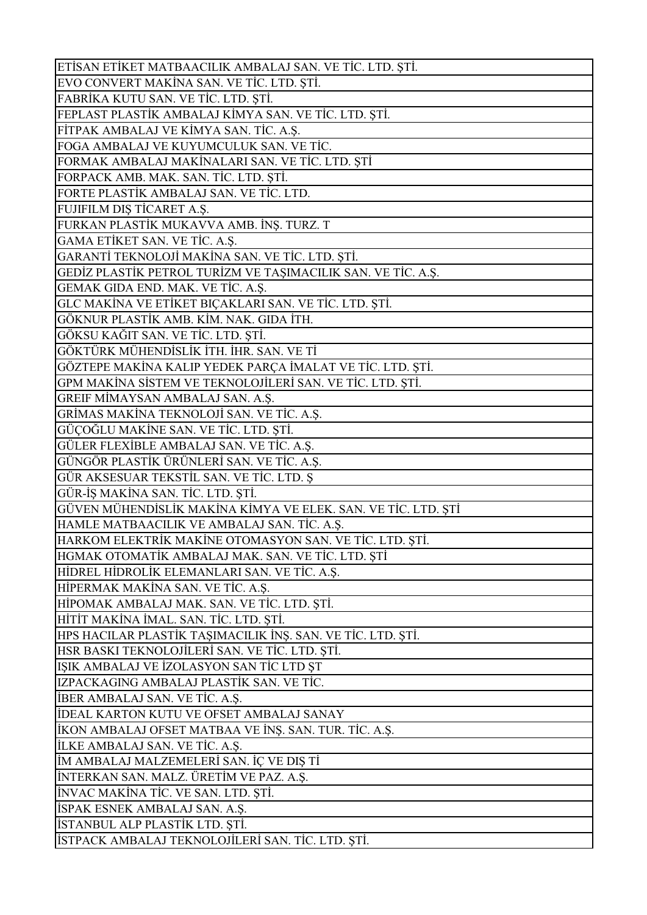| ETİSAN ETİKET MATBAACILIK AMBALAJ SAN. VE TİC. LTD. ŞTİ. |
| --- |
| EVO CONVERT MAKİNA SAN. VE TİC. LTD. ŞTİ. |
| FABRİKA KUTU SAN. VE TİC. LTD. ŞTİ. |
| FEPLAST PLASTİK AMBALAJ KİMYA SAN. VE TİC. LTD. ŞTİ. |
| FİTPAK AMBALAJ VE KİMYA SAN. TİC. A.Ş. |
| FOGA AMBALAJ VE KUYUMCULUK SAN. VE TİC. |
| FORMAK AMBALAJ MAKİNALARI SAN. VE TİC. LTD. ŞTİ |
| FORPACK AMB. MAK. SAN. TİC. LTD. ŞTİ. |
| FORTE PLASTİK AMBALAJ SAN. VE TİC. LTD. |
| FUJIFILM DIŞ TİCARET A.Ş. |
| FURKAN PLASTİK MUKAVVA AMB. İNŞ. TURZ. T |
| GAMA ETİKET SAN. VE TİC. A.Ş. |
| GARANTİ TEKNOLOJİ MAKİNA SAN. VE TİC. LTD. ŞTİ. |
| GEDİZ PLASTİK PETROL TURİZM VE TAŞIMACILIK SAN. VE TİC. A.Ş. |
| GEMAK GIDA END. MAK. VE TİC. A.Ş. |
| GLC MAKİNA VE ETİKET BIÇAKLARI SAN. VE TİC. LTD. ŞTİ. |
| GÖKNUR PLASTİK AMB. KİM. NAK. GIDA İTH. |
| GÖKSU KAĞIT SAN. VE TİC. LTD. ŞTİ. |
| GÖKTÜRK MÜHENDİSLİK İTH. İHR. SAN. VE Tİ |
| GÖZTEPE MAKİNA KALIP YEDEK PARÇA İMALAT VE TİC. LTD. ŞTİ. |
| GPM MAKİNA SİSTEM VE TEKNOLOJİLERİ SAN. VE TİC. LTD. ŞTİ. |
| GREIF MİMAYSAN AMBALAJ SAN. A.Ş. |
| GRİMAS MAKİNA TEKNOLOJİ SAN. VE TİC. A.Ş. |
| GÜÇOĞLU MAKİNE SAN. VE TİC. LTD. ŞTİ. |
| GÜLER FLEXİBLE AMBALAJ SAN. VE TİC. A.Ş. |
| GÜNGÖR PLASTİK ÜRÜNLERİ SAN. VE TİC. A.Ş. |
| GÜR AKSESUAR TEKSTİL SAN. VE TİC. LTD. Ş |
| GÜR-İŞ MAKİNA SAN. TİC. LTD. ŞTİ. |
| GÜVEN MÜHENDİSLİK MAKİNA KİMYA VE ELEK. SAN. VE TİC. LTD. ŞTİ |
| HAMLE MATBAACILIK VE AMBALAJ SAN. TİC. A.Ş. |
| HARKOM ELEKTRİK MAKİNE OTOMASYON SAN. VE TİC. LTD. ŞTİ. |
| HGMAK OTOMATİK AMBALAJ MAK. SAN. VE TİC. LTD. ŞTİ |
| HİDREL HİDROLİK ELEMANLARI SAN. VE TİC. A.Ş. |
| HİPERMAK MAKİNA SAN. VE TİC. A.Ş. |
| HİPOMAK AMBALAJ MAK. SAN. VE TİC. LTD. ŞTİ. |
| HİTİT MAKİNA İMAL. SAN. TİC. LTD. ŞTİ. |
| HPS HACILAR PLASTİK TAŞIMACILIK İNŞ. SAN. VE TİC. LTD. ŞTİ. |
| HSR BASKI TEKNOLOJİLERİ SAN. VE TİC. LTD. ŞTİ. |
| IŞIK AMBALAJ VE İZOLASYON SAN TİC LTD ŞT |
| IZPACKAGING AMBALAJ PLASTİK SAN. VE TİC. |
| İBER AMBALAJ SAN. VE TİC. A.Ş. |
| İDEAL KARTON KUTU VE OFSET AMBALAJ SANAY |
| İKON AMBALAJ OFSET MATBAA VE İNŞ. SAN. TUR. TİC. A.Ş. |
| İLKE AMBALAJ SAN. VE TİC. A.Ş. |
| İM AMBALAJ MALZEMELERİ SAN. İÇ VE DIŞ Tİ |
| İNTERKAN SAN. MALZ. ÜRETİM VE PAZ. A.Ş. |
| İNVAC MAKİNA TİC. VE SAN. LTD. ŞTİ. |
| İSPAK ESNEK AMBALAJ SAN. A.Ş. |
| İSTANBUL ALP PLASTİK LTD. ŞTİ. |
| İSTPACK AMBALAJ TEKNOLOJİLERİ SAN. TİC. LTD. ŞTİ. |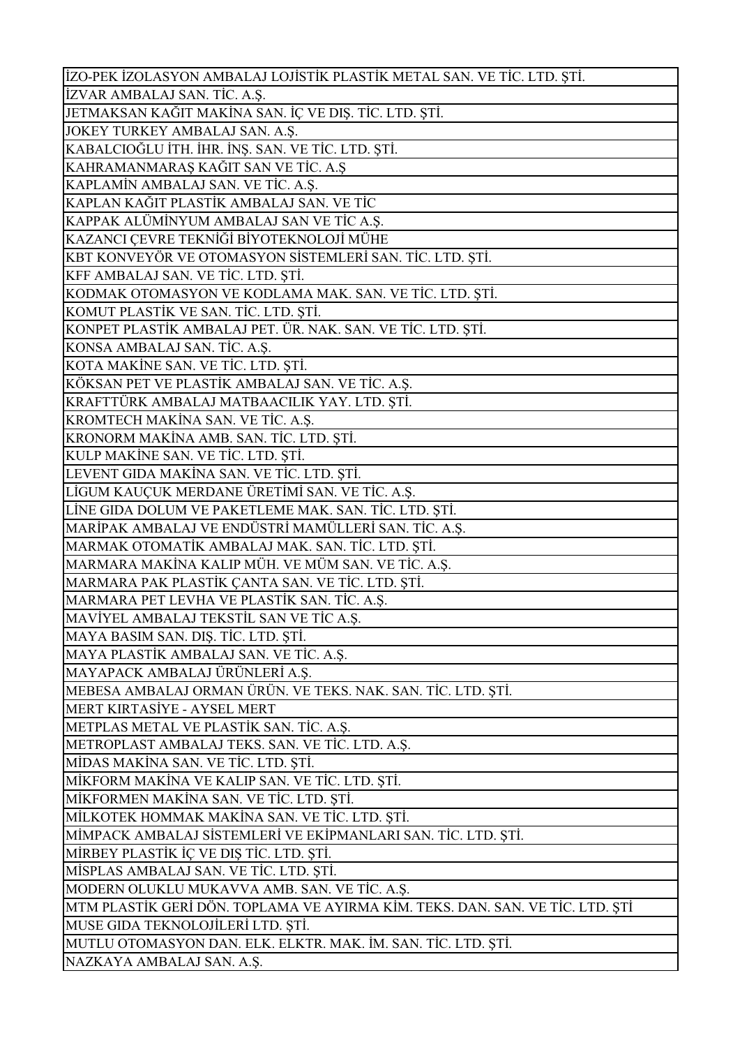| İZO-PEK İZOLASYON AMBALAJ LOJİSTİK PLASTİK METAL SAN. VE TİC. LTD. ŞTİ. |
|---|
| İZVAR AMBALAJ SAN. TİC. A.Ş. |
| JETMAKSAN KAĞIT MAKİNA SAN. İÇ VE DIŞ. TİC. LTD. ŞTİ. |
| JOKEY TURKEY AMBALAJ SAN. A.Ş. |
| KABALCIOĞLU İTH. İHR. İNŞ. SAN. VE TİC. LTD. ŞTİ. |
| KAHRAMANMARAŞ KAĞIT SAN VE TİC. A.Ş |
| KAPLAMİN AMBALAJ SAN. VE TİC. A.Ş. |
| KAPLAN KAĞIT PLASTİK AMBALAJ SAN. VE TİC |
| KAPPAK ALÜMİNYUM AMBALAJ SAN VE TİC A.Ş. |
| KAZANCI ÇEVRE TEKNİĞİ BİYOTEKNOLOJİ MÜHE |
| KBT KONVEYÖR VE OTOMASYON SİSTEMLERİ SAN. TİC. LTD. ŞTİ. |
| KFF AMBALAJ SAN. VE TİC. LTD. ŞTİ. |
| KODMAK OTOMASYON VE KODLAMA MAK. SAN. VE TİC. LTD. ŞTİ. |
| KOMUT PLASTİK VE SAN. TİC. LTD. ŞTİ. |
| KONPET PLASTİK AMBALAJ PET. ÜR. NAK. SAN. VE TİC. LTD. ŞTİ. |
| KONSA AMBALAJ SAN. TİC. A.Ş. |
| KOTA MAKİNE SAN. VE TİC. LTD. ŞTİ. |
| KÖKSAN PET VE PLASTİK AMBALAJ SAN. VE TİC. A.Ş. |
| KRAFTTÜRK AMBALAJ MATBAACILIK YAY. LTD. ŞTİ. |
| KROMTECH MAKİNA SAN. VE TİC. A.Ş. |
| KRONORM MAKİNA AMB. SAN. TİC. LTD. ŞTİ. |
| KULP MAKİNE SAN. VE TİC. LTD. ŞTİ. |
| LEVENT GIDA MAKİNA SAN. VE TİC. LTD. ŞTİ. |
| LİGUM KAUÇUK MERDANE ÜRETİMİ SAN. VE TİC. A.Ş. |
| LİNE GIDA DOLUM VE PAKETLEME MAK. SAN. TİC. LTD. ŞTİ. |
| MARİPAK AMBALAJ VE ENDÜSTRİ MAMÜLLERİ SAN. TİC. A.Ş. |
| MARMAK OTOMATİK AMBALAJ MAK. SAN. TİC. LTD. ŞTİ. |
| MARMARA MAKİNA KALIP MÜH. VE MÜM SAN. VE TİC. A.Ş. |
| MARMARA PAK PLASTİK ÇANTA SAN. VE TİC. LTD. ŞTİ. |
| MARMARA PET LEVHA VE PLASTİK SAN. TİC. A.Ş. |
| MAVİYEL AMBALAJ TEKSTİL SAN VE TİC A.Ş. |
| MAYA BASIM SAN. DIŞ. TİC. LTD. ŞTİ. |
| MAYA PLASTİK AMBALAJ SAN. VE TİC. A.Ş. |
| MAYAPACK AMBALAJ ÜRÜNLERİ A.Ş. |
| MEBESA AMBALAJ ORMAN ÜRÜN. VE TEKS. NAK. SAN. TİC. LTD. ŞTİ. |
| MERT KIRTASİYE - AYSEL MERT |
| METPLAS METAL VE PLASTİK SAN. TİC. A.Ş. |
| METROPLAST AMBALAJ TEKS. SAN. VE TİC. LTD. A.Ş. |
| MİDAS MAKİNA SAN. VE TİC. LTD. ŞTİ. |
| MİKFORM MAKİNA VE KALIP SAN. VE TİC. LTD. ŞTİ. |
| MİKFORMEN MAKİNA SAN. VE TİC. LTD. ŞTİ. |
| MİLKOTEK HOMMAK MAKİNA SAN. VE TİC. LTD. ŞTİ. |
| MİMPACK AMBALAJ SİSTEMLERİ VE EKİPMANLARI SAN. TİC. LTD. ŞTİ. |
| MİRBEY PLASTİK İÇ VE DIŞ TİC. LTD. ŞTİ. |
| MİSPLAS AMBALAJ SAN. VE TİC. LTD. ŞTİ. |
| MODERN OLUKLU MUKAVVA AMB. SAN. VE TİC. A.Ş. |
| MTM PLASTİK GERİ DÖN. TOPLAMA VE AYIRMA KİM. TEKS. DAN. SAN. VE TİC. LTD. ŞTİ |
| MUSE GIDA TEKNOLOJİLERİ LTD. ŞTİ. |
| MUTLU OTOMASYON DAN. ELK. ELKTR. MAK. İM. SAN. TİC. LTD. ŞTİ. |
| NAZKAYA AMBALAJ SAN. A.Ş. |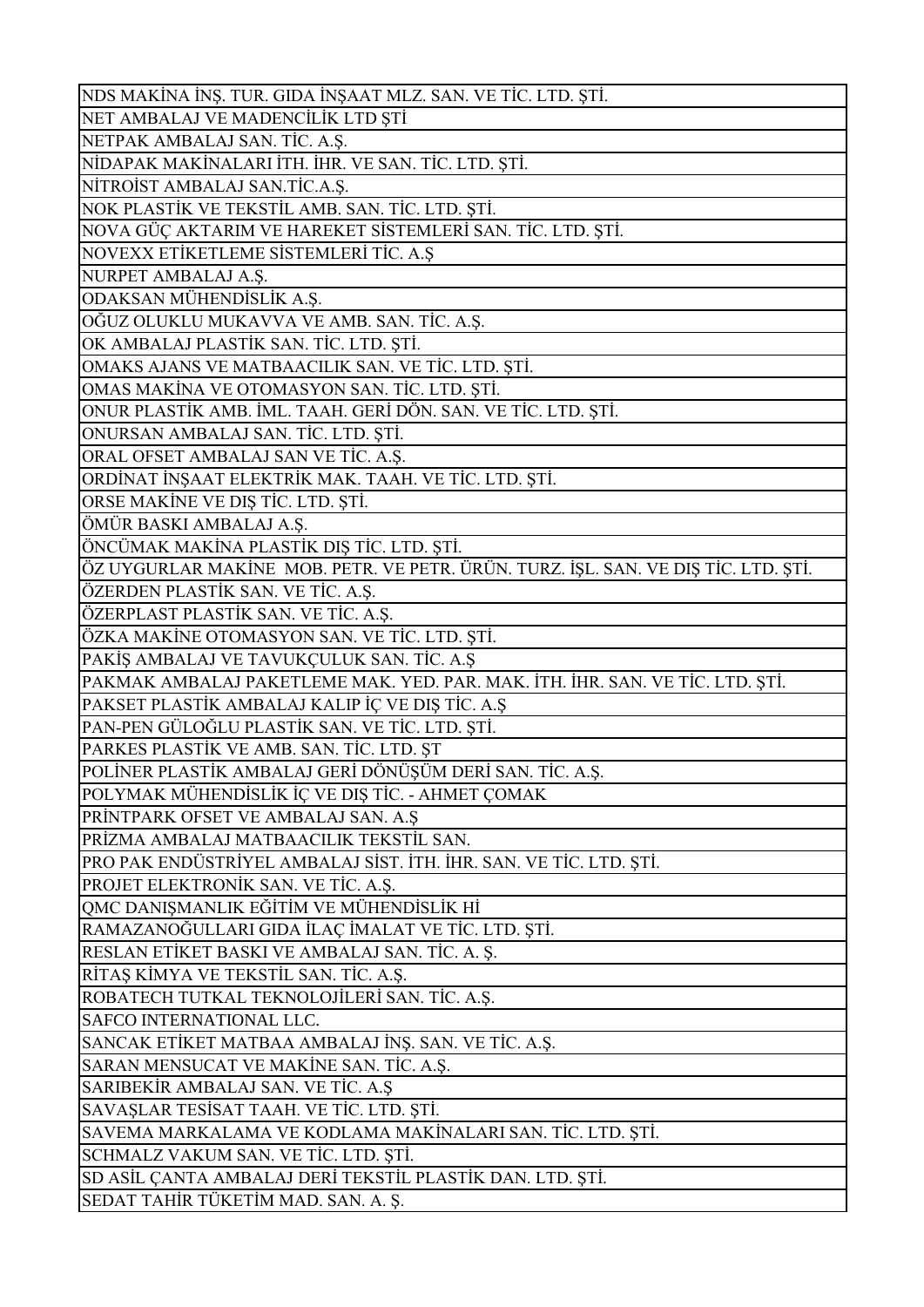| NDS MAKİNA İNŞ. TUR. GIDA İNŞAAT MLZ. SAN. VE TİC. LTD. ŞTİ. |
|---|
| NET AMBALAJ VE MADENCİLİK LTD ŞTİ |
| NETPAK AMBALAJ SAN. TİC. A.Ş. |
| NİDAPAK MAKİNALARI İTH. İHR. VE SAN. TİC. LTD. ŞTİ. |
| NİTROİST AMBALAJ SAN.TİC.A.Ş. |
| NOK PLASTİK VE TEKSTİL AMB. SAN. TİC. LTD. ŞTİ. |
| NOVA GÜÇ AKTARIM VE HAREKET SİSTEMLERİ SAN. TİC. LTD. ŞTİ. |
| NOVEXX ETİKETLEME SİSTEMLERİ TİC. A.Ş |
| NURPET AMBALAJ A.Ş. |
| ODAKSAN MÜHENDİSLİK A.Ş. |
| OĞUZ OLUKLU MUKAVVA VE AMB. SAN. TİC. A.Ş. |
| OK AMBALAJ PLASTİK SAN. TİC. LTD. ŞTİ. |
| OMAKS AJANS VE MATBAACILIK SAN. VE TİC. LTD. ŞTİ. |
| OMAS MAKİNA VE OTOMASYON SAN. TİC. LTD. ŞTİ. |
| ONUR PLASTİK AMB. İML. TAAH. GERİ DÖN. SAN. VE TİC. LTD. ŞTİ. |
| ONURSAN AMBALAJ SAN. TİC. LTD. ŞTİ. |
| ORAL OFSET AMBALAJ SAN VE TİC. A.Ş. |
| ORDİNAT İNŞAAT ELEKTRİK MAK. TAAH. VE TİC. LTD. ŞTİ. |
| ORSE MAKİNE VE DIŞ TİC. LTD. ŞTİ. |
| ÖMÜR BASKI AMBALAJ A.Ş. |
| ÖNCÜMAK MAKİNA PLASTİK DIŞ TİC. LTD. ŞTİ. |
| ÖZ UYGURLAR MAKİNE MOB. PETR. VE PETR. ÜRÜN. TURZ. İŞL. SAN. VE DIŞ TİC. LTD. ŞTİ. |
| ÖZERDEN PLASTİK SAN. VE TİC. A.Ş. |
| ÖZERPLAST PLASTİK SAN. VE TİC. A.Ş. |
| ÖZKA MAKİNE OTOMASYON SAN. VE TİC. LTD. ŞTİ. |
| PAKİŞ AMBALAJ VE TAVUKÇULUK SAN. TİC. A.Ş |
| PAKMAK AMBALAJ PAKETLEME MAK. YED. PAR. MAK. İTH. İHR. SAN. VE TİC. LTD. ŞTİ. |
| PAKSET PLASTİK AMBALAJ KALIP İÇ VE DIŞ TİC. A.Ş |
| PAN-PEN GÜLOĞLU PLASTİK SAN. VE TİC. LTD. ŞTİ. |
| PARKES PLASTİK VE AMB. SAN. TİC. LTD. ŞT |
| POLİNER PLASTİK AMBALAJ GERİ DÖNÜŞÜM DERİ SAN. TİC. A.Ş. |
| POLYMAK MÜHENDİSLİK İÇ VE DIŞ TİC. - AHMET ÇOMAK |
| PRİNTPARK OFSET VE AMBALAJ SAN. A.Ş |
| PRİZMA AMBALAJ MATBAACILIK TEKSTİL SAN. |
| PRO PAK ENDÜSTRİYEL AMBALAJ SİST. İTH. İHR. SAN. VE TİC. LTD. ŞTİ. |
| PROJET ELEKTRONİK SAN. VE TİC. A.Ş. |
| QMC DANIŞMANLIK EĞİTİM VE MÜHENDİSLİK Hİ |
| RAMAZANOĞULLARI GIDA İLAÇ İMALAT VE TİC. LTD. ŞTİ. |
| RESLAN ETİKET BASKI VE AMBALAJ SAN. TİC. A. Ş. |
| RİTAŞ KİMYA VE TEKSTİL SAN. TİC. A.Ş. |
| ROBATECH TUTKAL TEKNOLOJİLERİ SAN. TİC. A.Ş. |
| SAFCO INTERNATIONAL LLC. |
| SANCAK ETİKET MATBAA AMBALAJ İNŞ. SAN. VE TİC. A.Ş. |
| SARAN MENSUCAT VE MAKİNE SAN. TİC. A.Ş. |
| SARIBEKİR AMBALAJ SAN. VE TİC. A.Ş |
| SAVAŞLAR TESİSAT TAAH. VE TİC. LTD. ŞTİ. |
| SAVEMA MARKALAMA VE KODLAMA MAKİNALARI SAN. TİC. LTD. ŞTİ. |
| SCHMALZ VAKUM SAN. VE TİC. LTD. ŞTİ. |
| SD ASİL ÇANTA AMBALAJ DERİ TEKSTİL PLASTİK DAN. LTD. ŞTİ. |
| SEDAT TAHİR TÜKETİM MAD. SAN. A. Ş. |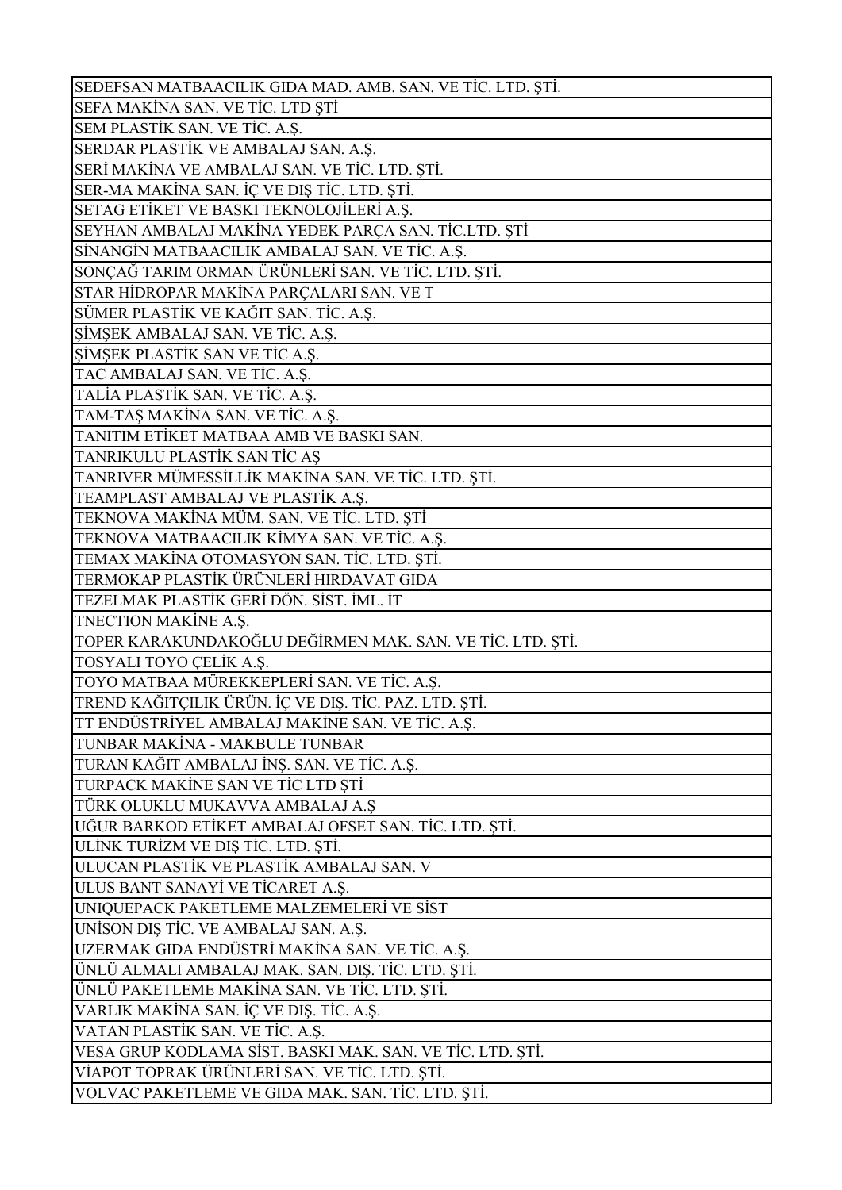| SEDEFSAN MATBAACILIK GIDA MAD. AMB. SAN. VE TİC. LTD. ŞTİ. |
|---|
| SEFA MAKİNA SAN. VE TİC. LTD ŞTİ |
| SEM PLASTİK SAN. VE TİC. A.Ş. |
| SERDAR PLASTİK VE AMBALAJ SAN. A.Ş. |
| SERİ MAKİNA VE AMBALAJ SAN. VE TİC. LTD. ŞTİ. |
| SER-MA MAKİNA SAN. İÇ VE DIŞ TİC. LTD. ŞTİ. |
| SETAG ETİKET VE BASKI TEKNOLOJİLERİ A.Ş. |
| SEYHAN AMBALAJ MAKİNA YEDEK PARÇA SAN. TİC.LTD. ŞTİ |
| SİNANGİN MATBAACILIK AMBALAJ SAN. VE TİC. A.Ş. |
| SONÇAĞ TARIM ORMAN ÜRÜNLERİ SAN. VE TİC. LTD. ŞTİ. |
| STAR HİDROPAR MAKİNA PARÇALARI SAN. VE T |
| SÜMER PLASTİK VE KAĞIT SAN. TİC. A.Ş. |
| ŞİMŞEK AMBALAJ SAN. VE TİC. A.Ş. |
| ŞİMŞEK PLASTİK SAN VE TİC A.Ş. |
| TAC AMBALAJ SAN. VE TİC. A.Ş. |
| TALİA PLASTİK SAN. VE TİC. A.Ş. |
| TAM-TAŞ MAKİNA SAN. VE TİC. A.Ş. |
| TANITIM ETİKET MATBAA AMB VE BASKI SAN. |
| TANRIKULU PLASTİK SAN TİC AŞ |
| TANRIVER MÜMESSİLLİK MAKİNA SAN. VE TİC. LTD. ŞTİ. |
| TEAMPLAST AMBALAJ VE PLASTİK A.Ş. |
| TEKNOVA MAKİNA MÜM. SAN. VE TİC. LTD. ŞTİ |
| TEKNOVA MATBAACILIK KİMYA SAN. VE TİC. A.Ş. |
| TEMAX MAKİNA OTOMASYON SAN. TİC. LTD. ŞTİ. |
| TERMOKAP PLASTİK ÜRÜNLERİ HIRDAVAT GIDA |
| TEZELMAK PLASTİK GERİ DÖN. SİST. İML. İT |
| TNECTION MAKİNE A.Ş. |
| TOPER KARAKUNDAKOĞLU DEĞİRMEN MAK. SAN. VE TİC. LTD. ŞTİ. |
| TOSYALI TOYO ÇELİK A.Ş. |
| TOYO MATBAA MÜREKKEPLERİ SAN. VE TİC. A.Ş. |
| TREND KAĞITÇILIK ÜRÜN. İÇ VE DIŞ. TİC. PAZ. LTD. ŞTİ. |
| TT ENDÜSTRİYEL AMBALAJ MAKİNE SAN. VE TİC. A.Ş. |
| TUNBAR MAKİNA - MAKBULE TUNBAR |
| TURAN KAĞIT AMBALAJ İNŞ. SAN. VE TİC. A.Ş. |
| TURPACK MAKİNE SAN VE TİC LTD ŞTİ |
| TÜRK OLUKLU MUKAVVA AMBALAJ A.Ş |
| UĞUR BARKOD ETİKET AMBALAJ OFSET SAN. TİC. LTD. ŞTİ. |
| ULİNK TURİZM VE DIŞ TİC. LTD. ŞTİ. |
| ULUCAN PLASTİK VE PLASTİK AMBALAJ SAN. V |
| ULUS BANT SANAYİ VE TİCARET A.Ş. |
| UNIQUEPACK PAKETLEME MALZEMELERİ VE SİST |
| UNİSON DIŞ TİC. VE AMBALAJ SAN. A.Ş. |
| UZERMAK GIDA ENDÜSTRİ MAKİNA SAN. VE TİC. A.Ş. |
| ÜNLÜ ALMALI AMBALAJ MAK. SAN. DIŞ. TİC. LTD. ŞTİ. |
| ÜNLÜ PAKETLEME MAKİNA SAN. VE TİC. LTD. ŞTİ. |
| VARLIK MAKİNA SAN. İÇ VE DIŞ. TİC. A.Ş. |
| VATAN PLASTİK SAN. VE TİC. A.Ş. |
| VESA GRUP KODLAMA SİST. BASKI MAK. SAN. VE TİC. LTD. ŞTİ. |
| VİAPOT TOPRAK ÜRÜNLERİ SAN. VE TİC. LTD. ŞTİ. |
| VOLVAC PAKETLEME VE GIDA MAK. SAN. TİC. LTD. ŞTİ. |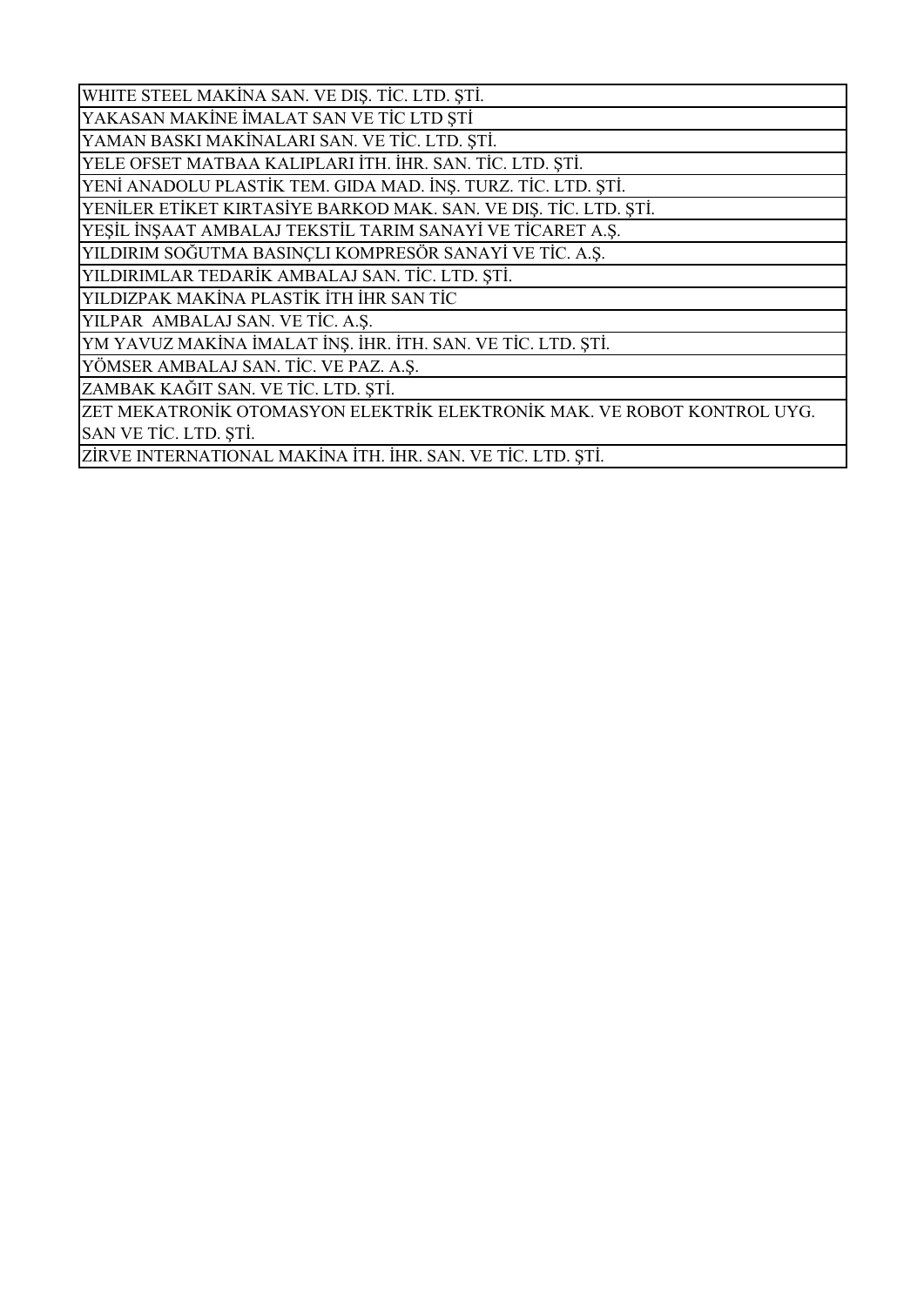| |
|---|
| WHITE STEEL MAKİNA SAN. VE DIŞ. TİC. LTD. ŞTİ. |
| YAKASAN MAKİNE İMALAT SAN VE TİC LTD ŞTİ |
| YAMAN BASKI MAKİNALARI SAN. VE TİC. LTD. ŞTİ. |
| YELE OFSET MATBAA KALIPLARI İTH. İHR. SAN. TİC. LTD. ŞTİ. |
| YENİ ANADOLU PLASTİK TEM. GIDA MAD. İNŞ. TURZ. TİC. LTD. ŞTİ. |
| YENİLER ETİKET KIRTASİYE BARKOD MAK. SAN. VE DIŞ. TİC. LTD. ŞTİ. |
| YEŞİL İNŞAAT AMBALAJ TEKSTİL TARIM SANAYİ VE TİCARET A.Ş. |
| YILDIRIM SOĞUTMA BASINÇLI KOMPRESÖR SANAYİ VE TİC. A.Ş. |
| YILDIRIMLAR TEDARİK AMBALAJ SAN. TİC. LTD. ŞTİ. |
| YILDIZPAK MAKİNA PLASTİK İTH İHR SAN TİC |
| YILPAR AMBALAJ SAN. VE TİC. A.Ş. |
| YM YAVUZ MAKİNA İMALAT İNŞ. İHR. İTH. SAN. VE TİC. LTD. ŞTİ. |
| YÖMSER AMBALAJ SAN. TİC. VE PAZ. A.Ş. |
| ZAMBAK KAĞIT SAN. VE TİC. LTD. ŞTİ. |
| ZET MEKATRONİK OTOMASYON ELEKTRİK ELEKTRONİK MAK. VE ROBOT KONTROL UYG. SAN VE TİC. LTD. ŞTİ. |
| ZİRVE INTERNATIONAL MAKİNA İTH. İHR. SAN. VE TİC. LTD. ŞTİ. |